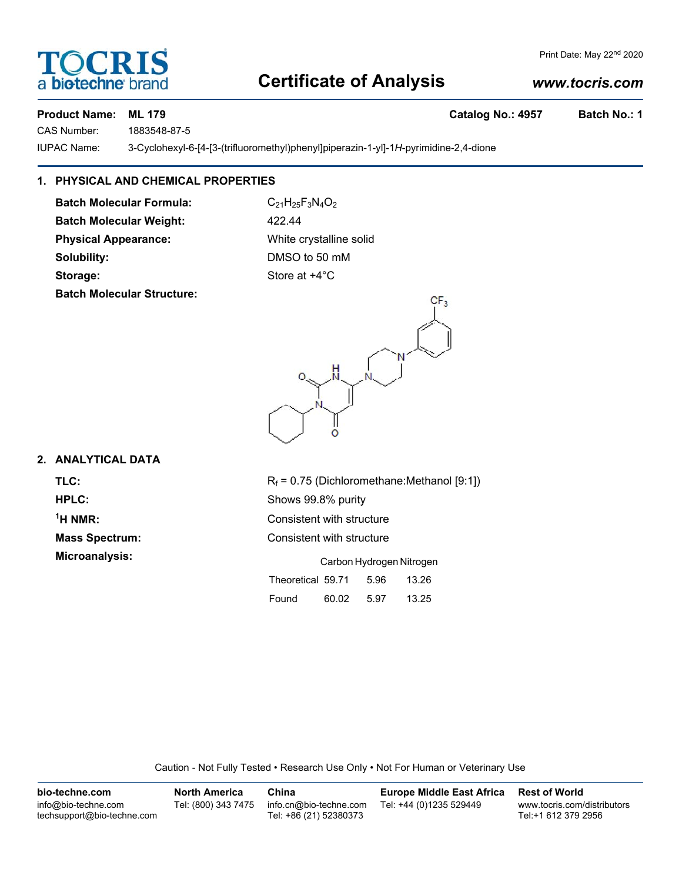# Certificate of Analysis

Print Date: May 22nd 2020

www.tocris.com

**Product Name: ML 179** **Catalog No.: 4957** **Batch No.: 1**

CAS Number: 1883548-87-5

IUPAC Name: 3-Cyclohexyl-6-[4-[3-(trifluoromethyl)phenyl]piperazin-1-yl]-1*H*-pyrimidine-2,4-dione

## 1. PHYSICAL AND CHEMICAL PROPERTIES

**Batch Molecular Formula:** $C_{21}H_{25}F_3N_4O_2$

**Batch Molecular Weight:** 422.44

**Physical Appearance:** White crystalline solid

**Solubility:** DMSO to 50 mM

**Storage:** Store at +4°C

**Batch Molecular Structure:**

## 2. ANALYTICAL DATA

**TLC:** $R_f$ = 0.75 (Dichloromethane:Methanol [9:1])

**HPLC:** Shows 99.8% purity

**$^1$H NMR:** Consistent with structure

**Mass Spectrum:** Consistent with structure

**Microanalysis:**

| | Carbon | Hydrogen | Nitrogen |
|---|---|---|---|
| Theoretical | 59.71 | 5.96 | 13.26 |
| Found | 60.02 | 5.97 | 13.25 |

Caution - Not Fully Tested • Research Use Only • Not For Human or Veterinary Use

**bio-techne.com**
info@bio-techne.com
techsupport@bio-techne.com

**North America**
Tel: (800) 343 7475

**China**
info.cn@bio-techne.com
Tel: +86 (21) 52380373

**Europe Middle East Africa**
Tel: +44 (0)1235 529449

**Rest of World**
www.tocris.com/distributors
Tel:+1 612 379 2956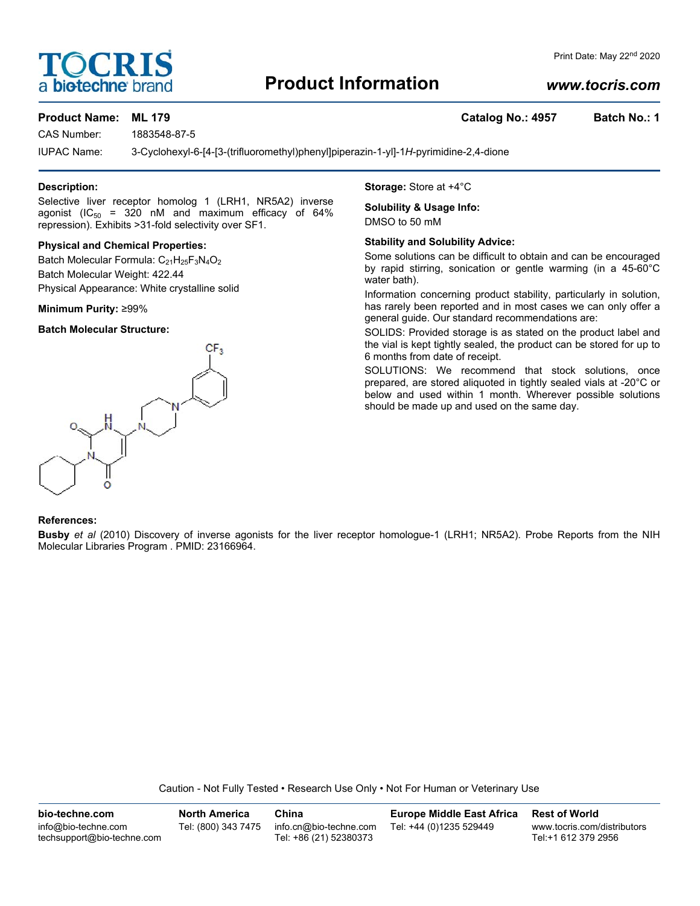# TOCRIS a bio-techne brand

Print Date: May 22nd 2020

## Product Information

*www.tocris.com*

**Product Name: ML 179** **Catalog No.: 4957** **Batch No.: 1**

CAS Number: 1883548-87-5

IUPAC Name: 3-Cyclohexyl-6-[4-[3-(trifluoromethyl)phenyl]piperazin-1-yl]-1*H*-pyrimidine-2,4-dione

### Description:

Selective liver receptor homolog 1 (LRH1, NR5A2) inverse agonist ($IC_{50}$ = 320 nM and maximum efficacy of 64% repression). Exhibits >31-fold selectivity over SF1.

### Physical and Chemical Properties:

Batch Molecular Formula: $C_{21}H_{25}F_3N_4O_2$

Batch Molecular Weight: 422.44

Physical Appearance: White crystalline solid

**Minimum Purity:** ≥99%

### Batch Molecular Structure:

$CF_3$

**Storage:** Store at +4°C

### Solubility & Usage Info:

DMSO to 50 mM

### Stability and Solubility Advice:

Some solutions can be difficult to obtain and can be encouraged by rapid stirring, sonication or gentle warming (in a 45-60°C water bath).

Information concerning product stability, particularly in solution, has rarely been reported and in most cases we can only offer a general guide. Our standard recommendations are:

SOLIDS: Provided storage is as stated on the product label and the vial is kept tightly sealed, the product can be stored for up to 6 months from date of receipt.

SOLUTIONS: We recommend that stock solutions, once prepared, are stored aliquoted in tightly sealed vials at -20°C or below and used within 1 month. Wherever possible solutions should be made up and used on the same day.

### References:

**Busby** *et al* (2010) Discovery of inverse agonists for the liver receptor homologue-1 (LRH1; NR5A2). Probe Reports from the NIH Molecular Libraries Program . PMID: 23166964.

Caution - Not Fully Tested • Research Use Only • Not For Human or Veterinary Use

| bio-techne.com | North America | China | Europe Middle East Africa | Rest of World |
|---|---|---|---|---|
| info@bio-techne.com | Tel: (800) 343 7475 | info.cn@bio-techne.com | Tel: +44 (0)1235 529449 | www.tocris.com/distributors |
| techsupport@bio-techne.com | | Tel: +86 (21) 52380373 | | Tel:+1 612 379 2956 |